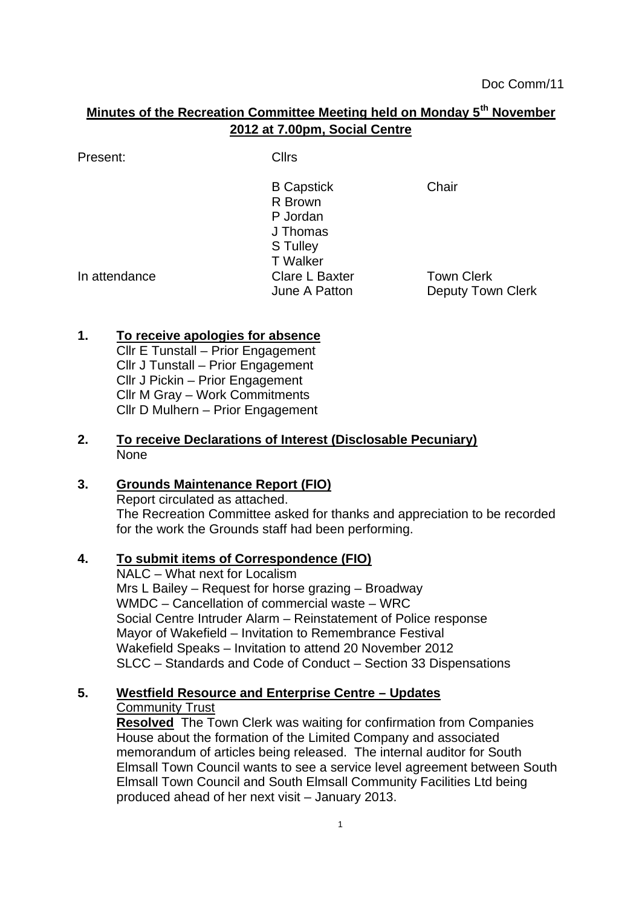Doc Comm/11

# Minutes of the Recreation Committee Meeting held on Monday 5th November 2012 at 7.00pm, Social Centre

| | | |
|---|---|---|
| Present: | Cllrs | |
| | B Capstick | Chair |
| | R Brown | |
| | P Jordan | |
| | J Thomas | |
| | S Tulley | |
| | T Walker | |
| In attendance | Clare L Baxter | Town Clerk |
| | June A Patton | Deputy Town Clerk |

**1. To receive apologies for absence**

Cllr E Tunstall – Prior Engagement
Cllr J Tunstall – Prior Engagement
Cllr J Pickin – Prior Engagement
Cllr M Gray – Work Commitments
Cllr D Mulhern – Prior Engagement

**2. To receive Declarations of Interest (Disclosable Pecuniary)**

None

**3. Grounds Maintenance Report (FIO)**

Report circulated as attached.
The Recreation Committee asked for thanks and appreciation to be recorded for the work the Grounds staff had been performing.

**4. To submit items of Correspondence (FIO)**

NALC – What next for Localism
Mrs L Bailey – Request for horse grazing – Broadway
WMDC – Cancellation of commercial waste – WRC
Social Centre Intruder Alarm – Reinstatement of Police response
Mayor of Wakefield – Invitation to Remembrance Festival
Wakefield Speaks – Invitation to attend 20 November 2012
SLCC – Standards and Code of Conduct – Section 33 Dispensations

**5. Westfield Resource and Enterprise Centre – Updates**

Community Trust

**Resolved** The Town Clerk was waiting for confirmation from Companies House about the formation of the Limited Company and associated memorandum of articles being released. The internal auditor for South Elmsall Town Council wants to see a service level agreement between South Elmsall Town Council and South Elmsall Community Facilities Ltd being produced ahead of her next visit – January 2013.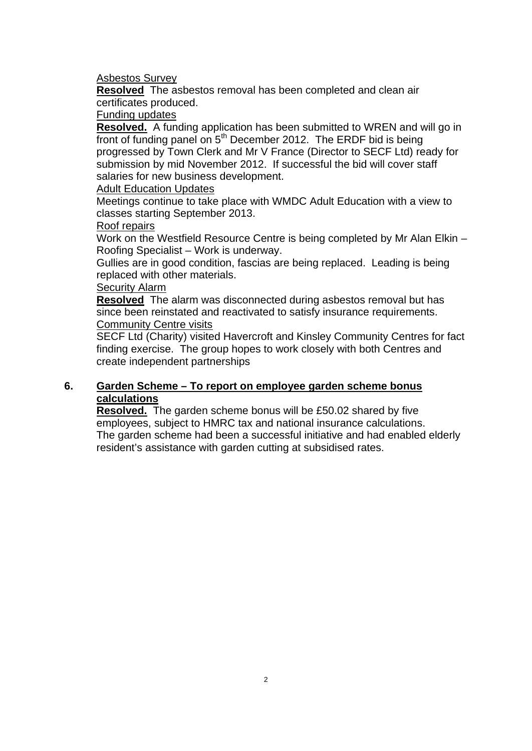Asbestos Survey

**Resolved** The asbestos removal has been completed and clean air certificates produced.

Funding updates

**Resolved.** A funding application has been submitted to WREN and will go in front of funding panel on 5th December 2012. The ERDF bid is being progressed by Town Clerk and Mr V France (Director to SECF Ltd) ready for submission by mid November 2012. If successful the bid will cover staff salaries for new business development.

Adult Education Updates

Meetings continue to take place with WMDC Adult Education with a view to classes starting September 2013.

Roof repairs

Work on the Westfield Resource Centre is being completed by Mr Alan Elkin – Roofing Specialist – Work is underway.

Gullies are in good condition, fascias are being replaced. Leading is being replaced with other materials.

Security Alarm

**Resolved** The alarm was disconnected during asbestos removal but has since been reinstated and reactivated to satisfy insurance requirements.

Community Centre visits

SECF Ltd (Charity) visited Havercroft and Kinsley Community Centres for fact finding exercise. The group hopes to work closely with both Centres and create independent partnerships

## 6. Garden Scheme – To report on employee garden scheme bonus calculations

**Resolved.** The garden scheme bonus will be £50.02 shared by five employees, subject to HMRC tax and national insurance calculations.
The garden scheme had been a successful initiative and had enabled elderly resident's assistance with garden cutting at subsidised rates.